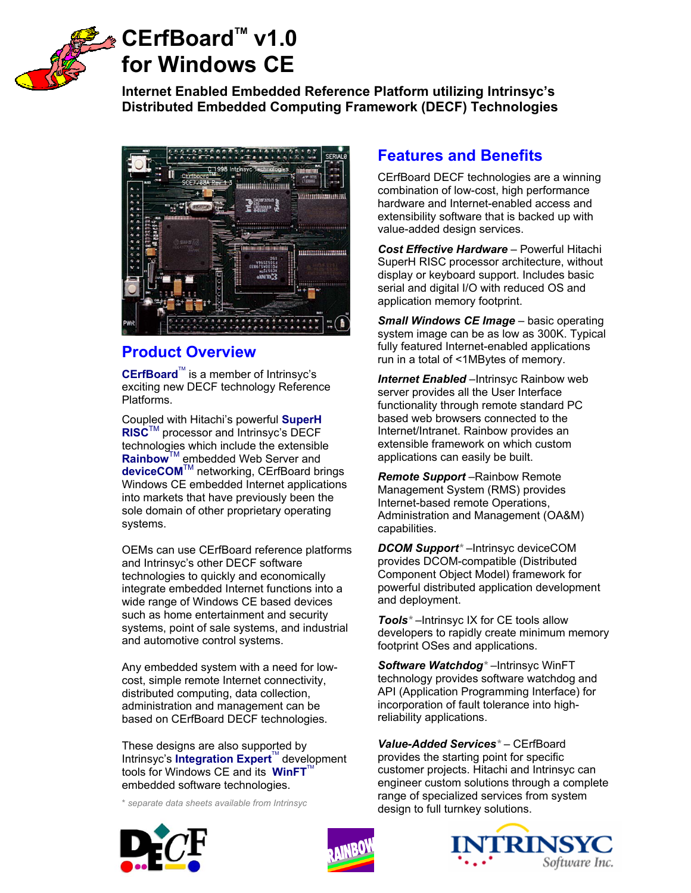# CErfBoard™ v1.0 for Windows CE

**Internet Enabled Embedded Reference Platform utilizing Intrinsyc's Distributed Embedded Computing Framework (DECF) Technologies**

## Product Overview

**CErfBoard**™ is a member of Intrinsyc's exciting new DECF technology Reference Platforms.

Coupled with Hitachi's powerful **SuperH RISC**™ processor and Intrinsyc's DECF technologies which include the extensible **Rainbow**™ embedded Web Server and **deviceCOM**™ networking, CErfBoard brings Windows CE embedded Internet applications into markets that have previously been the sole domain of other proprietary operating systems.

OEMs can use CErfBoard reference platforms and Intrinsyc's other DECF software technologies to quickly and economically integrate embedded Internet functions into a wide range of Windows CE based devices such as home entertainment and security systems, point of sale systems, and industrial and automotive control systems.

Any embedded system with a need for low-cost, simple remote Internet connectivity, distributed computing, data collection, administration and management can be based on CErfBoard DECF technologies.

These designs are also supported by Intrinsyc's **Integration Expert**™ development tools for Windows CE and its **WinFT**™ embedded software technologies.

*\* separate data sheets available from Intrinsyc*

## Features and Benefits

CErfBoard DECF technologies are a winning combination of low-cost, high performance hardware and Internet-enabled access and extensibility software that is backed up with value-added design services.

***Cost Effective Hardware*** – Powerful Hitachi SuperH RISC processor architecture, without display or keyboard support. Includes basic serial and digital I/O with reduced OS and application memory footprint.

***Small Windows CE Image*** – basic operating system image can be as low as 300K. Typical fully featured Internet-enabled applications run in a total of <1MBytes of memory.

***Internet Enabled*** –Intrinsyc Rainbow web server provides all the User Interface functionality through remote standard PC based web browsers connected to the Internet/Intranet. Rainbow provides an extensible framework on which custom applications can easily be built.

***Remote Support*** –Rainbow Remote Management System (RMS) provides Internet-based remote Operations, Administration and Management (OA&M) capabilities.

***DCOM Support**** –Intrinsyc deviceCOM provides DCOM-compatible (Distributed Component Object Model) framework for powerful distributed application development and deployment.

***Tools**** –Intrinsyc IX for CE tools allow developers to rapidly create minimum memory footprint OSes and applications.

***Software Watchdog**** –Intrinsyc WinFT technology provides software watchdog and API (Application Programming Interface) for incorporation of fault tolerance into high-reliability applications.

***Value-Added Services**** – CErfBoard provides the starting point for specific customer projects. Hitachi and Intrinsyc can engineer custom solutions through a complete range of specialized services from system design to full turnkey solutions.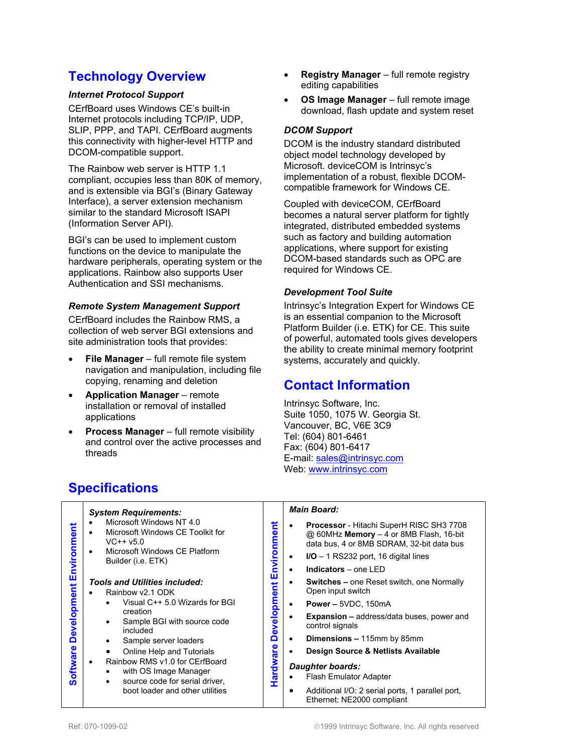## Technology Overview

### *Internet Protocol Support*

CErfBoard uses Windows CE's built-in Internet protocols including TCP/IP, UDP, SLIP, PPP, and TAPI. CErfBoard augments this connectivity with higher-level HTTP and DCOM-compatible support.

The Rainbow web server is HTTP 1.1 compliant, occupies less than 80K of memory, and is extensible via BGI's (Binary Gateway Interface), a server extension mechanism similar to the standard Microsoft ISAPI (Information Server API).

BGI's can be used to implement custom functions on the device to manipulate the hardware peripherals, operating system or the applications. Rainbow also supports User Authentication and SSI mechanisms.

### *Remote System Management Support*

CErfBoard includes the Rainbow RMS, a collection of web server BGI extensions and site administration tools that provides:

- **File Manager** – full remote file system navigation and manipulation, including file copying, renaming and deletion
- **Application Manager** – remote installation or removal of installed applications
- **Process Manager** – full remote visibility and control over the active processes and threads
- **Registry Manager** – full remote registry editing capabilities
- **OS Image Manager** – full remote image download, flash update and system reset

### *DCOM Support*

DCOM is the industry standard distributed object model technology developed by Microsoft. deviceCOM is Intrinsyc's implementation of a robust, flexible DCOM-compatible framework for Windows CE.

Coupled with deviceCOM, CErfBoard becomes a natural server platform for tightly integrated, distributed embedded systems such as factory and building automation applications, where support for existing DCOM-based standards such as OPC are required for Windows CE.

### *Development Tool Suite*

Intrinsyc's Integration Expert for Windows CE is an essential companion to the Microsoft Platform Builder (i.e. ETK) for CE. This suite of powerful, automated tools gives developers the ability to create minimal memory footprint systems, accurately and quickly.

## Contact Information

Intrinsyc Software, Inc.
Suite 1050, 1075 W. Georgia St.
Vancouver, BC, V6E 3C9
Tel: (604) 801-6461
Fax: (604) 801-6417
E-mail: sales@intrinsyc.com
Web: www.intrinsyc.com

## Specifications

### Software Development Environment

***System Requirements:***

- Microsoft Windows NT 4.0
- Microsoft Windows CE Toolkit for VC++ v5.0
- Microsoft Windows CE Platform Builder (i.e. ETK)

***Tools and Utilities included:***

- Rainbow v2.1 ODK
  - Visual C++ 5.0 Wizards for BGI creation
  - Sample BGI with source code included
  - Sample server loaders
  - Online Help and Tutorials
- Rainbow RMS v1.0 for CErfBoard
  - with OS Image Manager
  - source code for serial driver, boot loader and other utilities

### Hardware Development Environment

***Main Board:***

- **Processor** - Hitachi SuperH RISC SH3 7708 @ 60MHz **Memory** – 4 or 8MB Flash, 16-bit data bus, 4 or 8MB SDRAM, 32-bit data bus
- **I/O** – 1 RS232 port, 16 digital lines
- **Indicators** – one LED
- **Switches –** one Reset switch, one Normally Open input switch
- **Power –** 5VDC, 150mA
- **Expansion –** address/data buses, power and control signals
- **Dimensions –** 115mm by 85mm
- **Design Source & Netlists Available**

***Daughter boards:***

- Flash Emulator Adapter
- Additional I/O: 2 serial ports, 1 parallel port, Ethernet: NE2000 compliant

Ref: 070-1099-02

©1999 Intrinsyc Software, Inc. All rights reserved